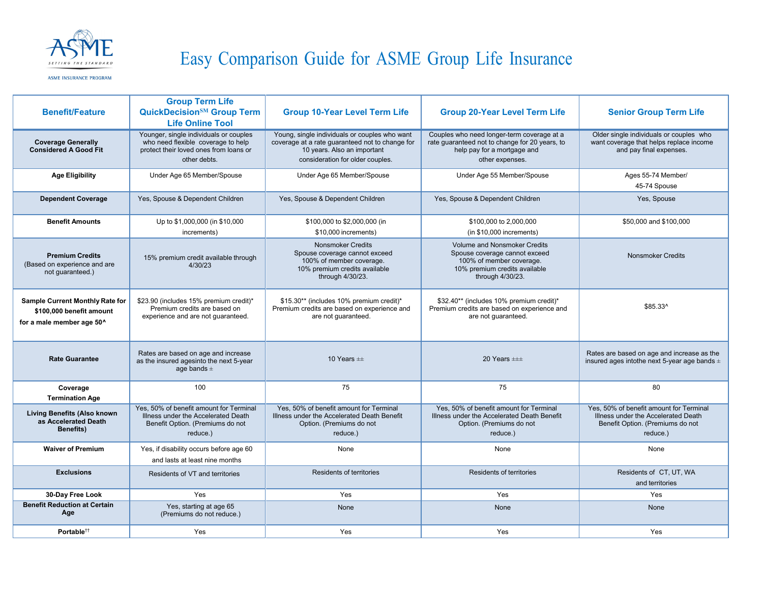ASME
SETTING THE STANDARD
ASME INSURANCE PROGRAM

# Easy Comparison Guide for ASME Group Life Insurance

| Benefit/Feature | Group Term Life QuickDecision℠ Group Term Life Online Tool | Group 10-Year Level Term Life | Group 20-Year Level Term Life | Senior Group Term Life |
|---|---|---|---|---|
| **Coverage Generally Considered A Good Fit** | Younger, single individuals or couples who need flexible coverage to help protect their loved ones from loans or other debts. | Young, single individuals or couples who want coverage at a rate guaranteed not to change for 10 years. Also an important consideration for older couples. | Couples who need longer-term coverage at a rate guaranteed not to change for 20 years, to help pay for a mortgage and other expenses. | Older single individuals or couples who want coverage that helps replace income and pay final expenses. |
| **Age Eligibility** | Under Age 65 Member/Spouse | Under Age 65 Member/Spouse | Under Age 55 Member/Spouse | Ages 55-74 Member/ 45-74 Spouse |
| **Dependent Coverage** | Yes, Spouse & Dependent Children | Yes, Spouse & Dependent Children | Yes, Spouse & Dependent Children | Yes, Spouse |
| **Benefit Amounts** | Up to $1,000,000 (in $10,000 increments) | $100,000 to $2,000,000 (in $10,000 increments) | $100,000 to 2,000,000 (in $10,000 increments) | $50,000 and $100,000 |
| **Premium Credits** (Based on experience and are not guaranteed.) | 15% premium credit available through 4/30/23 | Nonsmoker Credits<br>Spouse coverage cannot exceed 100% of member coverage.<br>10% premium credits available through 4/30/23. | Volume and Nonsmoker Credits<br>Spouse coverage cannot exceed 100% of member coverage.<br>10% premium credits available through 4/30/23. | Nonsmoker Credits |
| **Sample Current Monthly Rate for $100,000 benefit amount for a male member age 50^** | $23.90 (includes 15% premium credit)*<br>Premium credits are based on experience and are not guaranteed. | $15.30** (includes 10% premium credit)*<br>Premium credits are based on experience and are not guaranteed. | $32.40** (includes 10% premium credit)*<br>Premium credits are based on experience and are not guaranteed. | $85.33^ |
| **Rate Guarantee** | Rates are based on age and increase as the insured agesinto the next 5-year age bands ± | 10 Years ±± | 20 Years ±±± | Rates are based on age and increase as the insured ages intothe next 5-year age bands ± |
| **Coverage Termination Age** | 100 | 75 | 75 | 80 |
| **Living Benefits (Also known as Accelerated Death Benefits)** | Yes, 50% of benefit amount for Terminal Illness under the Accelerated Death Benefit Option. (Premiums do not reduce.) | Yes, 50% of benefit amount for Terminal Illness under the Accelerated Death Benefit Option. (Premiums do not reduce.) | Yes, 50% of benefit amount for Terminal Illness under the Accelerated Death Benefit Option. (Premiums do not reduce.) | Yes, 50% of benefit amount for Terminal Illness under the Accelerated Death Benefit Option. (Premiums do not reduce.) |
| **Waiver of Premium** | Yes, if disability occurs before age 60 and lasts at least nine months | None | None | None |
| **Exclusions** | Residents of VT and territories | Residents of territories | Residents of territories | Residents of CT, UT, WA and territories |
| **30-Day Free Look** | Yes | Yes | Yes | Yes |
| **Benefit Reduction at Certain Age** | Yes, starting at age 65 (Premiums do not reduce.) | None | None | None |
| **Portable††** | Yes | Yes | Yes | Yes |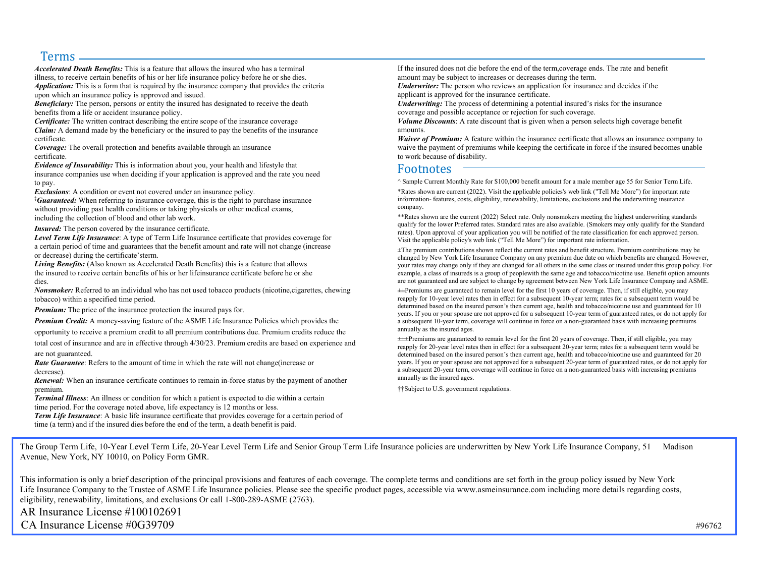## Terms

***Accelerated Death Benefits:*** This is a feature that allows the insured who has a terminal illness, to receive certain benefits of his or her life insurance policy before he or she dies.

***Application:*** This is a form that is required by the insurance company that provides the criteria upon which an insurance policy is approved and issued.

***Beneficiary:*** The person, persons or entity the insured has designated to receive the death benefits from a life or accident insurance policy.

***Certificate:*** The written contract describing the entire scope of the insurance coverage

***Claim:*** A demand made by the beneficiary or the insured to pay the benefits of the insurance certificate.

***Coverage:*** The overall protection and benefits available through an insurance certificate.

***Evidence of Insurability:*** This is information about you, your health and lifestyle that insurance companies use when deciding if your application is approved and the rate you need to pay.

***Exclusions***: A condition or event not covered under an insurance policy.

‡***Guaranteed:*** When referring to insurance coverage, this is the right to purchase insurance without providing past health conditions or taking physicals or other medical exams, including the collection of blood and other lab work.

***Insured:*** The person covered by the insurance certificate.

***Level Term Life Insurance***: A type of Term Life Insurance certificate that provides coverage for a certain period of time and guarantees that the benefit amount and rate will not change (increase or decrease) during the certificate'sterm.

***Living Benefits:*** (Also known as Accelerated Death Benefits) this is a feature that allows the insured to receive certain benefits of his or her lifeinsurance certificate before he or she dies.

***Nonsmoker:*** Referred to an individual who has not used tobacco products (nicotine,cigarettes, chewing tobacco) within a specified time period.

***Premium:*** The price of the insurance protection the insured pays for.

***Premium Credit:*** A money-saving feature of the ASME Life Insurance Policies which provides the opportunity to receive a premium credit to all premium contributions due. Premium credits reduce the total cost of insurance and are in effective through 4/30/23. Premium credits are based on experience and are not guaranteed.

***Rate Guarantee***: Refers to the amount of time in which the rate will not change(increase or decrease).

***Renewal:*** When an insurance certificate continues to remain in-force status by the payment of another premium.

***Terminal Illness***: An illness or condition for which a patient is expected to die within a certain time period. For the coverage noted above, life expectancy is 12 months or less.

***Term Life Insurance***: A basic life insurance certificate that provides coverage for a certain period of time (a term) and if the insured dies before the end of the term, a death benefit is paid. If the insured does not die before the end of the term,coverage ends. The rate and benefit amount may be subject to increases or decreases during the term.

***Underwriter:*** The person who reviews an application for insurance and decides if the applicant is approved for the insurance certificate.

***Underwriting:*** The process of determining a potential insured's risks for the insurance coverage and possible acceptance or rejection for such coverage.

***Volume Discounts***: A rate discount that is given when a person selects high coverage benefit amounts.

***Waiver of Premium:*** A feature within the insurance certificate that allows an insurance company to waive the payment of premiums while keeping the certificate in force if the insured becomes unable to work because of disability.

## Footnotes

^ Sample Current Monthly Rate for $100,000 benefit amount for a male member age 55 for Senior Term Life.

*Rates shown are current (2022). Visit the applicable policies's web link ("Tell Me More") for important rate information- features, costs, eligibility, renewability, limitations, exclusions and the underwriting insurance company.

**Rates shown are the current (2022) Select rate. Only nonsmokers meeting the highest underwriting standards qualify for the lower Preferred rates. Standard rates are also available. (Smokers may only qualify for the Standard rates). Upon approval of your application you will be notified of the rate classification for each approved person. Visit the applicable policy's web link ("Tell Me More") for important rate information.

±The premium contributions shown reflect the current rates and benefit structure. Premium contributions may be changed by New York Life Insurance Company on any premium due date on which benefits are changed. However, your rates may change only if they are changed for all others in the same class or insured under this group policy. For example, a class of insureds is a group of peoplewith the same age and tobacco/nicotine use. Benefit option amounts are not guaranteed and are subject to change by agreement between New York Life Insurance Company and ASME.

±±Premiums are guaranteed to remain level for the first 10 years of coverage. Then, if still eligible, you may reapply for 10-year level rates then in effect for a subsequent 10-year term; rates for a subsequent term would be determined based on the insured person's then current age, health and tobacco/nicotine use and guaranteed for 10 years. If you or your spouse are not approved for a subsequent 10-year term of guaranteed rates, or do not apply for a subsequent 10-year term, coverage will continue in force on a non-guaranteed basis with increasing premiums annually as the insured ages.

±±±Premiums are guaranteed to remain level for the first 20 years of coverage. Then, if still eligible, you may reapply for 20-year level rates then in effect for a subsequent 20-year term; rates for a subsequent term would be determined based on the insured person's then current age, health and tobacco/nicotine use and guaranteed for 20 years. If you or your spouse are not approved for a subsequent 20-year term of guaranteed rates, or do not apply for a subsequent 20-year term, coverage will continue in force on a non-guaranteed basis with increasing premiums annually as the insured ages.

††Subject to U.S. government regulations.

The Group Term Life, 10-Year Level Term Life, 20-Year Level Term Life and Senior Group Term Life Insurance policies are underwritten by New York Life Insurance Company, 51 Madison Avenue, New York, NY 10010, on Policy Form GMR.

This information is only a brief description of the principal provisions and features of each coverage. The complete terms and conditions are set forth in the group policy issued by New York Life Insurance Company to the Trustee of ASME Life Insurance policies. Please see the specific product pages, accessible via www.asmeinsurance.com including more details regarding costs, eligibility, renewability, limitations, and exclusions Or call 1-800-289-ASME (2763).

AR Insurance License #100102691

CA Insurance License #0G39709

#96762